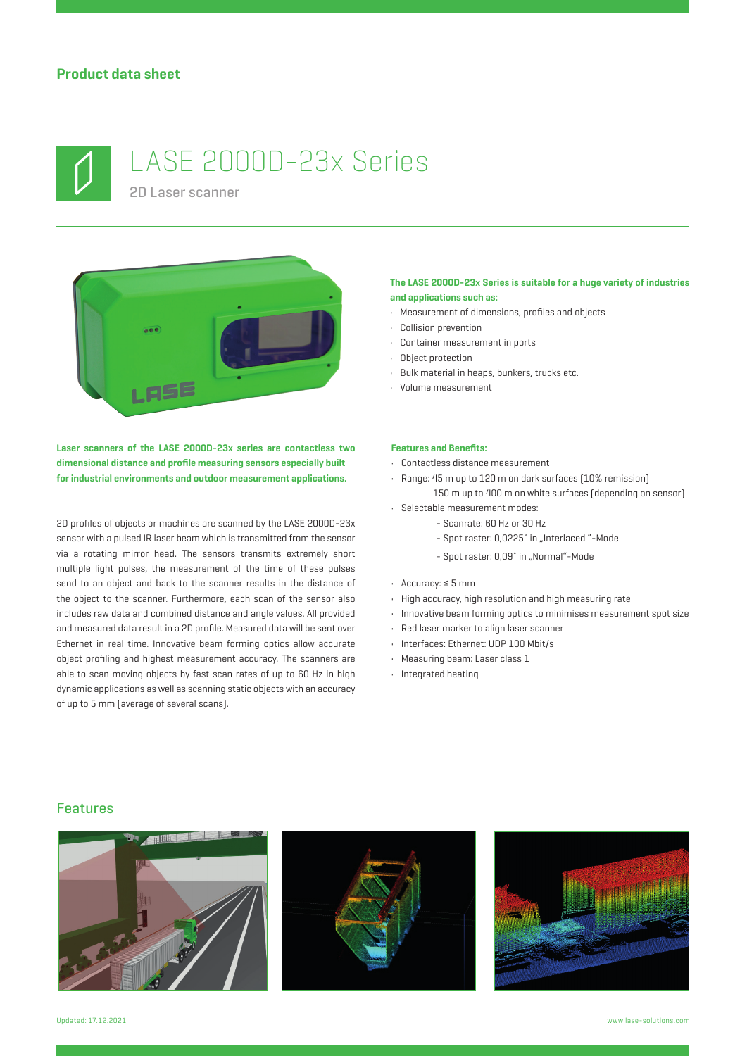**Product data sheet**

# LASE 2000D-23x Series

2D Laser scanner

**The LASE 2000D-23x Series is suitable for a huge variety of industries and applications such as:**

- Measurement of dimensions, profiles and objects
- Collision prevention
- Container measurement in ports
- Object protection
- Bulk material in heaps, bunkers, trucks etc.
- Volume measurement

**Laser scanners of the LASE 2000D-23x series are contactless two dimensional distance and profile measuring sensors especially built for industrial environments and outdoor measurement applications.**

2D profiles of objects or machines are scanned by the LASE 2000D-23x sensor with a pulsed IR laser beam which is transmitted from the sensor via a rotating mirror head. The sensors transmits extremely short multiple light pulses, the measurement of the time of these pulses send to an object and back to the scanner results in the distance of the object to the scanner. Furthermore, each scan of the sensor also includes raw data and combined distance and angle values. All provided and measured data result in a 2D profile. Measured data will be sent over Ethernet in real time. Innovative beam forming optics allow accurate object profiling and highest measurement accuracy. The scanners are able to scan moving objects by fast scan rates of up to 60 Hz in high dynamic applications as well as scanning static objects with an accuracy of up to 5 mm (average of several scans).

**Features and Benefits:**

- Contactless distance measurement
- Range: 45 m up to 120 m on dark surfaces (10% remission)
  150 m up to 400 m on white surfaces (depending on sensor)
- Selectable measurement modes:
  - Scanrate: 60 Hz or 30 Hz
  - Spot raster: 0,0225° in „Interlaced "-Mode
  - Spot raster: 0,09° in „Normal"-Mode
- Accuracy: ≤ 5 mm
- High accuracy, high resolution and high measuring rate
- Innovative beam forming optics to minimises measurement spot size
- Red laser marker to align laser scanner
- Interfaces: Ethernet: UDP 100 Mbit/s
- Measuring beam: Laser class 1
- Integrated heating

## Features

Updated: 17.12.2021

www.lase-solutions.com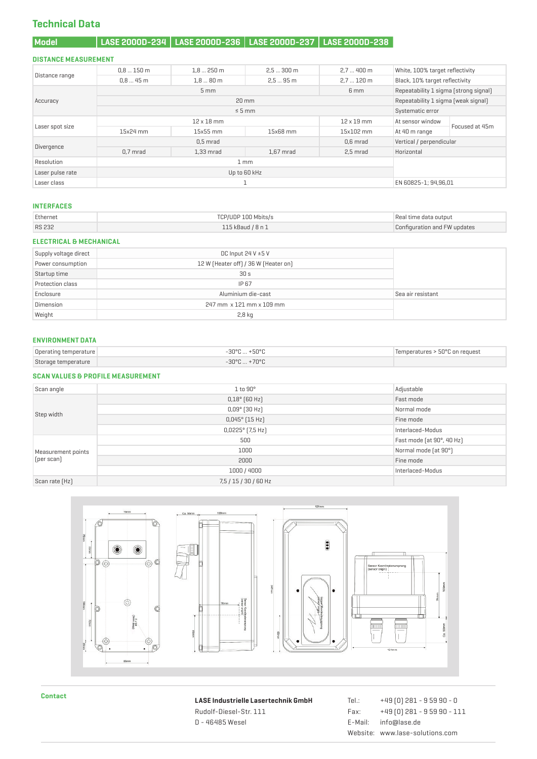## Technical Data

| Model | LASE 2000D-234 | LASE 2000D-236 | LASE 2000D-237 | LASE 2000D-238 | | |
|---|---|---|---|---|---|---|

### DISTANCE MEASUREMENT

| | | | | | | |
|---|---|---|---|---|---|---|
| Distance range | 0,8 ... 150 m | 1,8 ... 250 m | 2,5 ... 300 m | 2,7 ... 400 m | White, 100% target reflectivity | |
| | 0,8 ... 45 m | 1,8 ... 80 m | 2,5 ... 95 m | 2,7 ... 120 m | Black, 10% target reflectivity | |
| Accuracy | 5 mm | | | 6 mm | Repeatability 1 sigma (strong signal) | |
| | 20 mm | | | | Repeatability 1 sigma (weak signal) | |
| | ≤ 5 mm | | | | Systematic error | |
| Laser spot size | 12 x 18 mm | | | 12 x 19 mm | At sensor window | Focused at 45m |
| | 15x24 mm | 15x55 mm | 15x68 mm | 15x102 mm | At 40 m range | |
| Divergence | 0,5 mrad | | | 0,6 mrad | Vertical / perpendicular | |
| | 0,7 mrad | 1,33 mrad | 1,67 mrad | 2,5 mrad | Horizontal | |
| Resolution | 1 mm | | | | | |
| Laser pulse rate | Up to 60 kHz | | | | | |
| Laser class | 1 | | | | EN 60825-1; 94,96,01 | |

### INTERFACES

| | | |
|---|---|---|
| Ethernet | TCP/UDP 100 Mbits/s | Real time data output |
| RS 232 | 115 kBaud / 8 n 1 | Configuration and FW updates |

### ELECTRICAL & MECHANICAL

| | | |
|---|---|---|
| Supply voltage direct | DC Input 24 V ±5 V | |
| Power consumption | 12 W (Heater off) / 36 W (Heater on) | |
| Startup time | 30 s | |
| Protection class | IP 67 | |
| Enclosure | Aluminium die-cast | Sea air resistant |
| Dimension | 247 mm x 121 mm x 109 mm | |
| Weight | 2,8 kg | |

### ENVIRONMENT DATA

| | | |
|---|---|---|
| Operating temperature | -30°C ... +50°C | Temperatures > 50°C on request |
| Storage temperature | -30°C ... +70°C | |

### SCAN VALUES & PROFILE MEASUREMENT

| | | |
|---|---|---|
| Scan angle | 1 to 90° | Adjustable |
| Step width | 0,18° (60 Hz) | Fast mode |
| | 0,09° (30 Hz) | Normal mode |
| | 0,045° (15 Hz) | Fine mode |
| | 0,0225° (7,5 Hz) | Interlaced-Modus |
| Measurement points (per scan) | 500 | Fast mode (at 90°, 40 Hz) |
| | 1000 | Normal mode (at 90°) |
| | 2000 | Fine mode |
| | 1000 / 4000 | Interlaced-Modus |
| Scan rate (Hz) | 7,5 / 15 / 30 / 60 Hz | |

### Contact

**LASE Industrielle Lasertechnik GmbH**
Rudolf-Diesel-Str. 111
D - 46485 Wesel

Tel.: +49 (0) 281 - 9 59 90 - 0
Fax: +49 (0) 281 - 9 59 90 - 111
E-Mail: info@lase.de
Website: www.lase-solutions.com